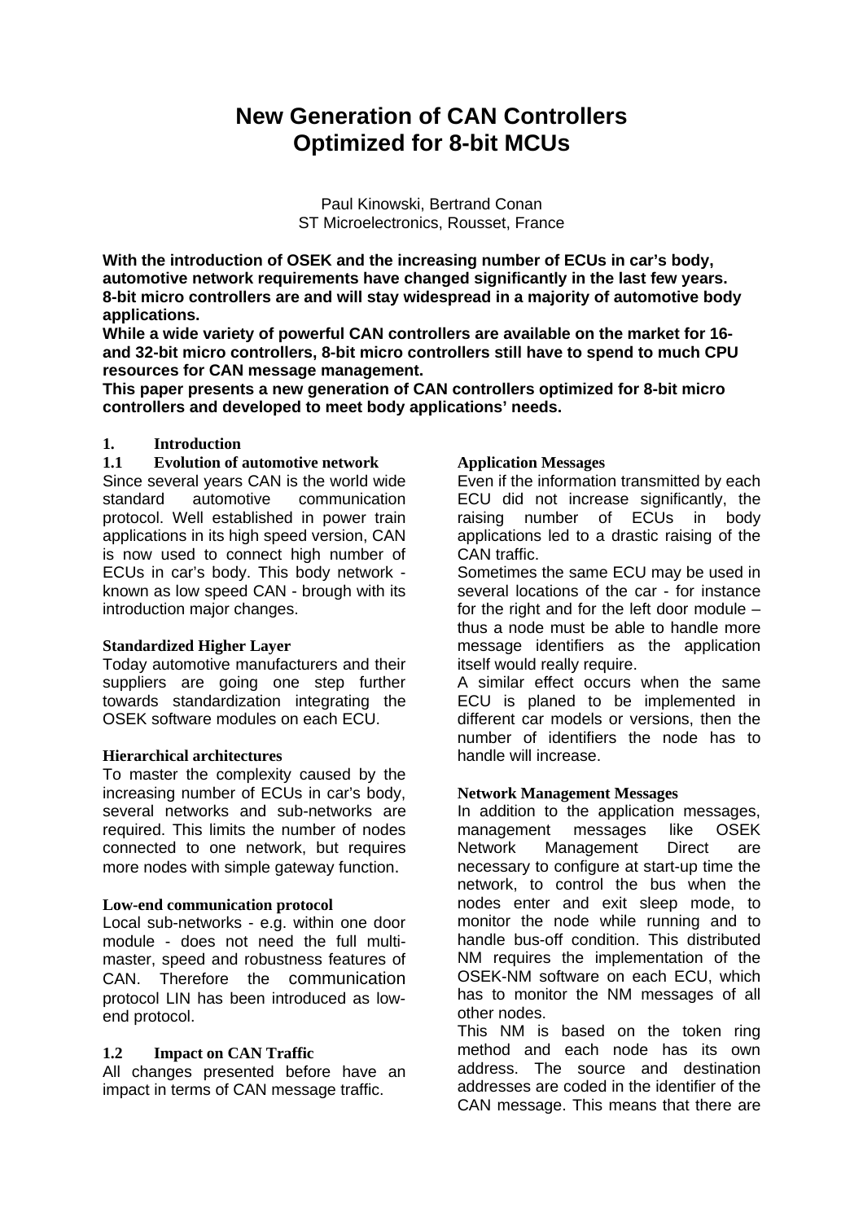# New Generation of CAN Controllers Optimized for 8-bit MCUs

Paul Kinowski, Bertrand Conan
ST Microelectronics, Rousset, France

**With the introduction of OSEK and the increasing number of ECUs in car's body, automotive network requirements have changed significantly in the last few years. 8-bit micro controllers are and will stay widespread in a majority of automotive body applications.**

**While a wide variety of powerful CAN controllers are available on the market for 16- and 32-bit micro controllers, 8-bit micro controllers still have to spend to much CPU resources for CAN message management.**

**This paper presents a new generation of CAN controllers optimized for 8-bit micro controllers and developed to meet body applications' needs.**

## 1. Introduction

### 1.1 Evolution of automotive network

Since several years CAN is the world wide standard automotive communication protocol. Well established in power train applications in its high speed version, CAN is now used to connect high number of ECUs in car's body. This body network - known as low speed CAN - brough with its introduction major changes.

#### Standardized Higher Layer

Today automotive manufacturers and their suppliers are going one step further towards standardization integrating the OSEK software modules on each ECU.

#### Hierarchical architectures

To master the complexity caused by the increasing number of ECUs in car's body, several networks and sub-networks are required. This limits the number of nodes connected to one network, but requires more nodes with simple gateway function.

#### Low-end communication protocol

Local sub-networks - e.g. within one door module - does not need the full multi-master, speed and robustness features of CAN. Therefore the communication protocol LIN has been introduced as low-end protocol.

### 1.2 Impact on CAN Traffic

All changes presented before have an impact in terms of CAN message traffic.

#### Application Messages

Even if the information transmitted by each ECU did not increase significantly, the raising number of ECUs in body applications led to a drastic raising of the CAN traffic.

Sometimes the same ECU may be used in several locations of the car - for instance for the right and for the left door module – thus a node must be able to handle more message identifiers as the application itself would really require.

A similar effect occurs when the same ECU is planed to be implemented in different car models or versions, then the number of identifiers the node has to handle will increase.

#### Network Management Messages

In addition to the application messages, management messages like OSEK Network Management Direct are necessary to configure at start-up time the network, to control the bus when the nodes enter and exit sleep mode, to monitor the node while running and to handle bus-off condition. This distributed NM requires the implementation of the OSEK-NM software on each ECU, which has to monitor the NM messages of all other nodes.

This NM is based on the token ring method and each node has its own address. The source and destination addresses are coded in the identifier of the CAN message. This means that there are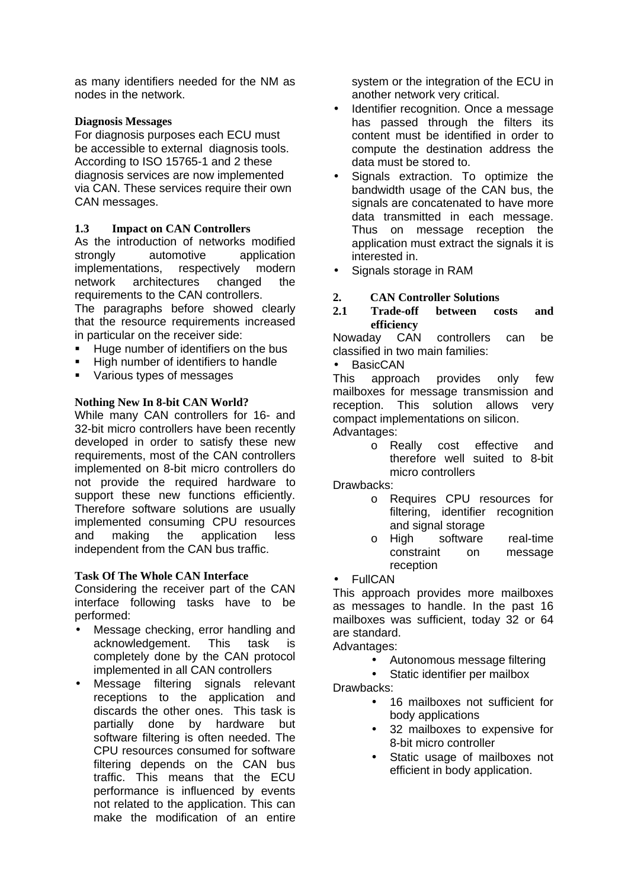as many identifiers needed for the NM as nodes in the network.

**Diagnosis Messages**

For diagnosis purposes each ECU must be accessible to external diagnosis tools. According to ISO 15765-1 and 2 these diagnosis services are now implemented via CAN. These services require their own CAN messages.

### 1.3 Impact on CAN Controllers

As the introduction of networks modified strongly automotive application implementations, respectively modern network architectures changed the requirements to the CAN controllers.

The paragraphs before showed clearly that the resource requirements increased in particular on the receiver side:

- Huge number of identifiers on the bus
- High number of identifiers to handle
- Various types of messages

**Nothing New In 8-bit CAN World?**

While many CAN controllers for 16- and 32-bit micro controllers have been recently developed in order to satisfy these new requirements, most of the CAN controllers implemented on 8-bit micro controllers do not provide the required hardware to support these new functions efficiently. Therefore software solutions are usually implemented consuming CPU resources and making the application less independent from the CAN bus traffic.

**Task Of The Whole CAN Interface**

Considering the receiver part of the CAN interface following tasks have to be performed:

- Message checking, error handling and acknowledgement. This task is completely done by the CAN protocol implemented in all CAN controllers
- Message filtering signals relevant receptions to the application and discards the other ones. This task is partially done by hardware but software filtering is often needed. The CPU resources consumed for software filtering depends on the CAN bus traffic. This means that the ECU performance is influenced by events not related to the application. This can make the modification of an entire system or the integration of the ECU in another network very critical.
- Identifier recognition. Once a message has passed through the filters its content must be identified in order to compute the destination address the data must be stored to.
- Signals extraction. To optimize the bandwidth usage of the CAN bus, the signals are concatenated to have more data transmitted in each message. Thus on message reception the application must extract the signals it is interested in.
- Signals storage in RAM

## 2. CAN Controller Solutions

### 2.1 Trade-off between costs and efficiency

Nowaday CAN controllers can be classified in two main families:

- BasicCAN

This approach provides only few mailboxes for message transmission and reception. This solution allows very compact implementations on silicon.

Advantages:

- Really cost effective and therefore well suited to 8-bit micro controllers

Drawbacks:

- Requires CPU resources for filtering, identifier recognition and signal storage
- High software real-time constraint on message reception

- FullCAN

This approach provides more mailboxes as messages to handle. In the past 16 mailboxes was sufficient, today 32 or 64 are standard.

Advantages:

- Autonomous message filtering
- Static identifier per mailbox

Drawbacks:

- 16 mailboxes not sufficient for body applications
- 32 mailboxes to expensive for 8-bit micro controller
- Static usage of mailboxes not efficient in body application.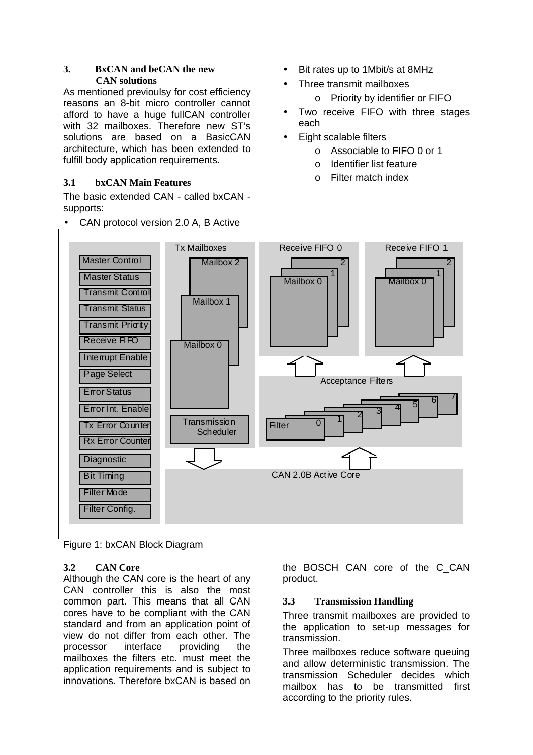### 3. BxCAN and beCAN the new CAN solutions

As mentioned previoulsy for cost efficiency reasons an 8-bit micro controller cannot afford to have a huge fullCAN controller with 32 mailboxes. Therefore new ST's solutions are based on a BasicCAN architecture, which has been extended to fulfill body application requirements.

#### 3.1 bxCAN Main Features

The basic extended CAN - called bxCAN - supports:

- CAN protocol version 2.0 A, B Active
- Bit rates up to 1Mbit/s at 8MHz
- Three transmit mailboxes
  - Priority by identifier or FIFO
- Two receive FIFO with three stages each
- Eight scalable filters
  - Associable to FIFO 0 or 1
  - Identifier list feature
  - Filter match index

Figure 1: bxCAN Block Diagram

#### 3.2 CAN Core

Although the CAN core is the heart of any CAN controller this is also the most common part. This means that all CAN cores have to be compliant with the CAN standard and from an application point of view do not differ from each other. The processor interface providing the mailboxes the filters etc. must meet the application requirements and is subject to innovations. Therefore bxCAN is based on the BOSCH CAN core of the C_CAN product.

#### 3.3 Transmission Handling

Three transmit mailboxes are provided to the application to set-up messages for transmission.

Three mailboxes reduce software queuing and allow deterministic transmission. The transmission Scheduler decides which mailbox has to be transmitted first according to the priority rules.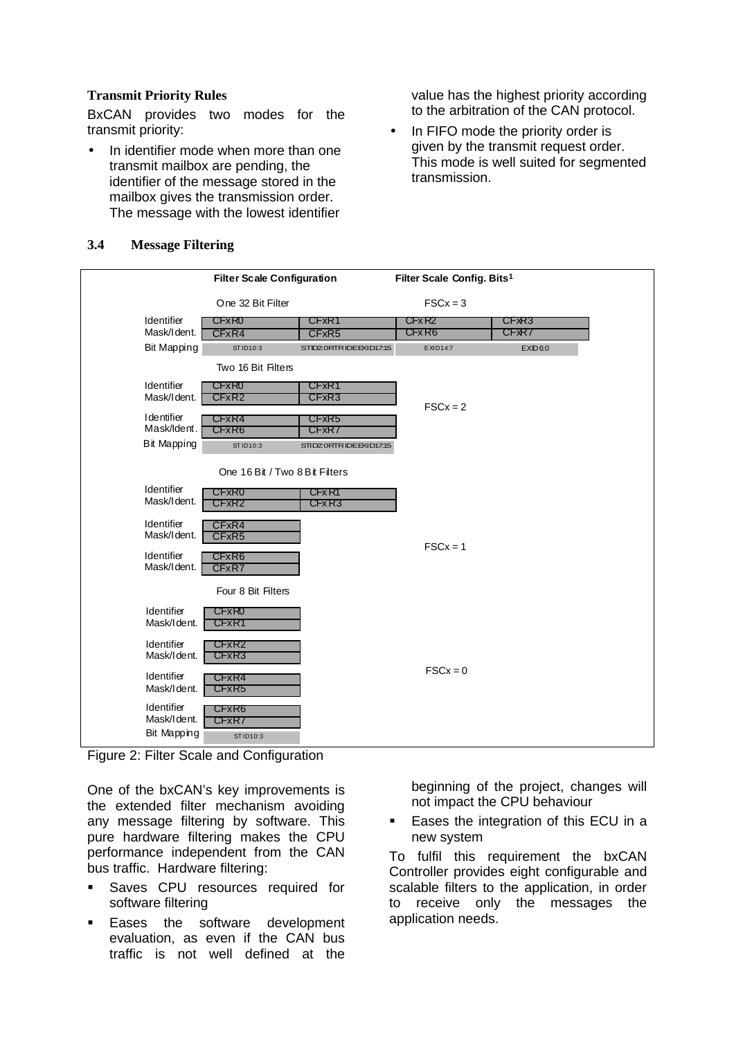**Transmit Priority Rules**

BxCAN provides two modes for the transmit priority:

- In identifier mode when more than one transmit mailbox are pending, the identifier of the message stored in the mailbox gives the transmission order. The message with the lowest identifier value has the highest priority according to the arbitration of the CAN protocol.
- In FIFO mode the priority order is given by the transmit request order. This mode is well suited for segmented transmission.

### 3.4 Message Filtering

| | Filter Scale Configuration | | Filter Scale Config. Bits[1] | |
|---|---|---|---|---|
| | One 32 Bit Filter | | FSCx = 3 | |
| Identifier | CFxR0 | CFxR1 | CFxR2 | CFxR3 |
| Mask/Ident. | CFxR4 | CFxR5 | CFxR6 | CFxR7 |
| Bit Mapping | STID10:3 | STID2:0 RTR IDE EXID17:15 | EXID14:7 | EXID6:0 |
| | Two 16 Bit Filters | | | |
| Identifier | CFxR0 | CFxR1 | FSCx = 2 | |
| Mask/Ident. | CFxR2 | CFxR3 | | |
| Identifier | CFxR4 | CFxR5 | | |
| Mask/Ident. | CFxR6 | CFxR7 | | |
| Bit Mapping | STID10:3 | STID2:0 RTR IDE EXID17:15 | | |
| | One 16 Bit / Two 8 Bit Filters | | | |
| Identifier | CFxR0 | CFxR1 | FSCx = 1 | |
| Mask/Ident. | CFxR2 | CFxR3 | | |
| Identifier | CFxR4 | | | |
| Mask/Ident. | CFxR5 | | | |
| Identifier | CFxR6 | | | |
| Mask/Ident. | CFxR7 | | | |
| | Four 8 Bit Filters | | | |
| Identifier | CFxR0 | | FSCx = 0 | |
| Mask/Ident. | CFxR1 | | | |
| Identifier | CFxR2 | | | |
| Mask/Ident. | CFxR3 | | | |
| Identifier | CFxR4 | | | |
| Mask/Ident. | CFxR5 | | | |
| Identifier | CFxR6 | | | |
| Mask/Ident. | CFxR7 | | | |
| Bit Mapping | STID10:3 | | | |

Figure 2: Filter Scale and Configuration

One of the bxCAN's key improvements is the extended filter mechanism avoiding any message filtering by software. This pure hardware filtering makes the CPU performance independent from the CAN bus traffic. Hardware filtering:

- Saves CPU resources required for software filtering
- Eases the software development evaluation, as even if the CAN bus traffic is not well defined at the beginning of the project, changes will not impact the CPU behaviour
- Eases the integration of this ECU in a new system

To fulfil this requirement the bxCAN Controller provides eight configurable and scalable filters to the application, in order to receive only the messages the application needs.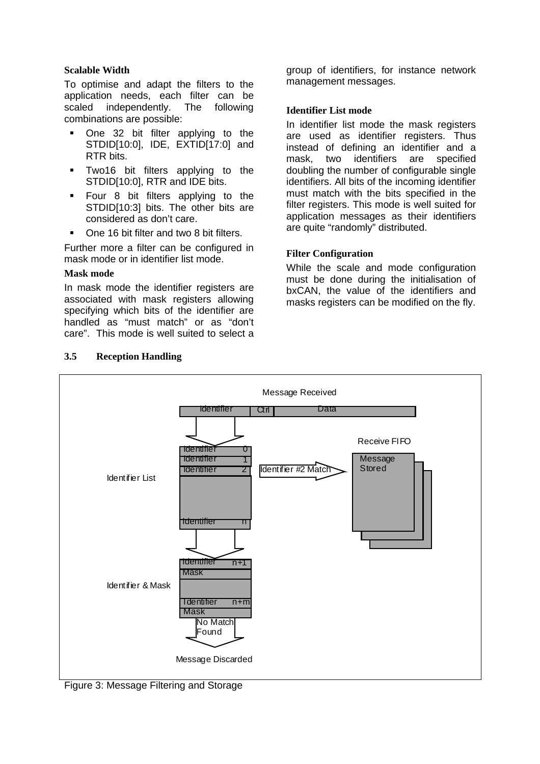#### Scalable Width

To optimise and adapt the filters to the application needs, each filter can be scaled independently. The following combinations are possible:

- One 32 bit filter applying to the STDID[10:0], IDE, EXTID[17:0] and RTR bits.
- Two16 bit filters applying to the STDID[10:0], RTR and IDE bits.
- Four 8 bit filters applying to the STDID[10:3] bits. The other bits are considered as don't care.
- One 16 bit filter and two 8 bit filters.

Further more a filter can be configured in mask mode or in identifier list mode.

#### Mask mode

In mask mode the identifier registers are associated with mask registers allowing specifying which bits of the identifier are handled as "must match" or as "don't care". This mode is well suited to select a group of identifiers, for instance network management messages.

#### Identifier List mode

In identifier list mode the mask registers are used as identifier registers. Thus instead of defining an identifier and a mask, two identifiers are specified doubling the number of configurable single identifiers. All bits of the incoming identifier must match with the bits specified in the filter registers. This mode is well suited for application messages as their identifiers are quite "randomly" distributed.

#### Filter Configuration

While the scale and mode configuration must be done during the initialisation of bxCAN, the value of the identifiers and masks registers can be modified on the fly.

### 3.5 Reception Handling

Message Received

Identifier | Ctrl | Data

Identifier List: Identifier 0, Identifier 1, Identifier 2, ..., Identifier n

Identifier #2 Match → Receive FIFO: Message Stored

Identifier & Mask: Identifier n+1 / Mask, ..., Identifier n+m / Mask

No Match Found → Message Discarded

Figure 3: Message Filtering and Storage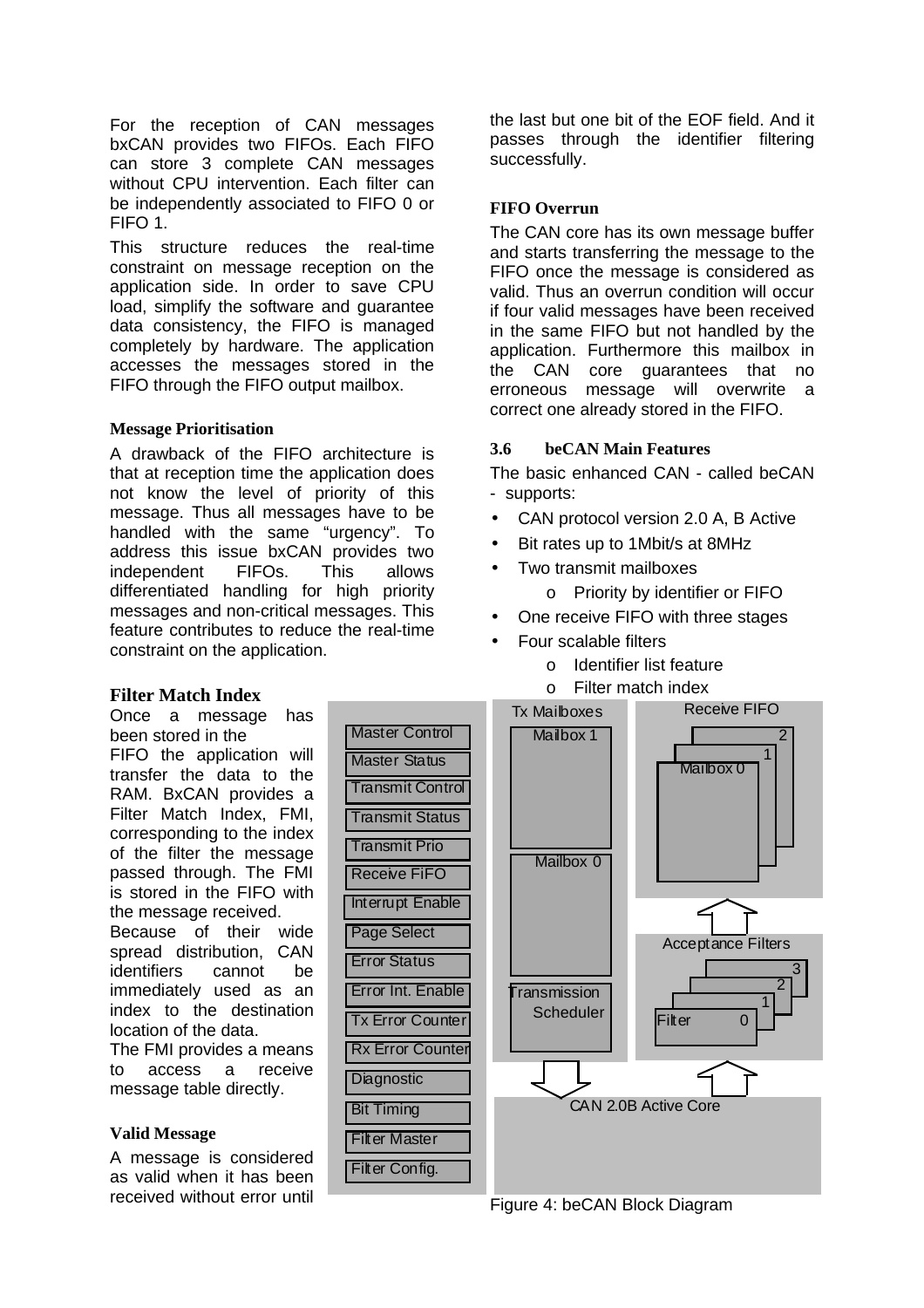For the reception of CAN messages bxCAN provides two FIFOs. Each FIFO can store 3 complete CAN messages without CPU intervention. Each filter can be independently associated to FIFO 0 or FIFO 1.

This structure reduces the real-time constraint on message reception on the application side. In order to save CPU load, simplify the software and guarantee data consistency, the FIFO is managed completely by hardware. The application accesses the messages stored in the FIFO through the FIFO output mailbox.

#### Message Prioritisation

A drawback of the FIFO architecture is that at reception time the application does not know the level of priority of this message. Thus all messages have to be handled with the same "urgency". To address this issue bxCAN provides two independent FIFOs. This allows differentiated handling for high priority messages and non-critical messages. This feature contributes to reduce the real-time constraint on the application.

### Filter Match Index

Once a message has been stored in the FIFO the application will transfer the data to the RAM. BxCAN provides a Filter Match Index, FMI, corresponding to the index of the filter the message passed through. The FMI is stored in the FIFO with the message received.

Because of their wide spread distribution, CAN identifiers cannot be immediately used as an index to the destination location of the data.

The FMI provides a means to access a receive message table directly.

#### Valid Message

A message is considered as valid when it has been received without error until the last but one bit of the EOF field. And it passes through the identifier filtering successfully.

#### FIFO Overrun

The CAN core has its own message buffer and starts transferring the message to the FIFO once the message is considered as valid. Thus an overrun condition will occur if four valid messages have been received in the same FIFO but not handled by the application. Furthermore this mailbox in the CAN core guarantees that no erroneous message will overwrite a correct one already stored in the FIFO.

### 3.6 beCAN Main Features

The basic enhanced CAN - called beCAN - supports:

- CAN protocol version 2.0 A, B Active
- Bit rates up to 1Mbit/s at 8MHz
- Two transmit mailboxes
  - o Priority by identifier or FIFO
- One receive FIFO with three stages
- Four scalable filters
  - o Identifier list feature
  - o Filter match index

Master Control
Master Status
Transmit Control
Transmit Status
Transmit Prio
Receive FiFO
Interrupt Enable
Page Select
Error Status
Error Int. Enable
Tx Error Counter
Rx Error Counter
Diagnostic
Bit Timing
Filter Master
Filter Config.

Tx Mailboxes: Mailbox 1, Mailbox 0, Transmission Scheduler

Receive FIFO: Mailbox 0, 1, 2

Acceptance Filters: Filter 0, 1, 2, 3

CAN 2.0B Active Core

Figure 4: beCAN Block Diagram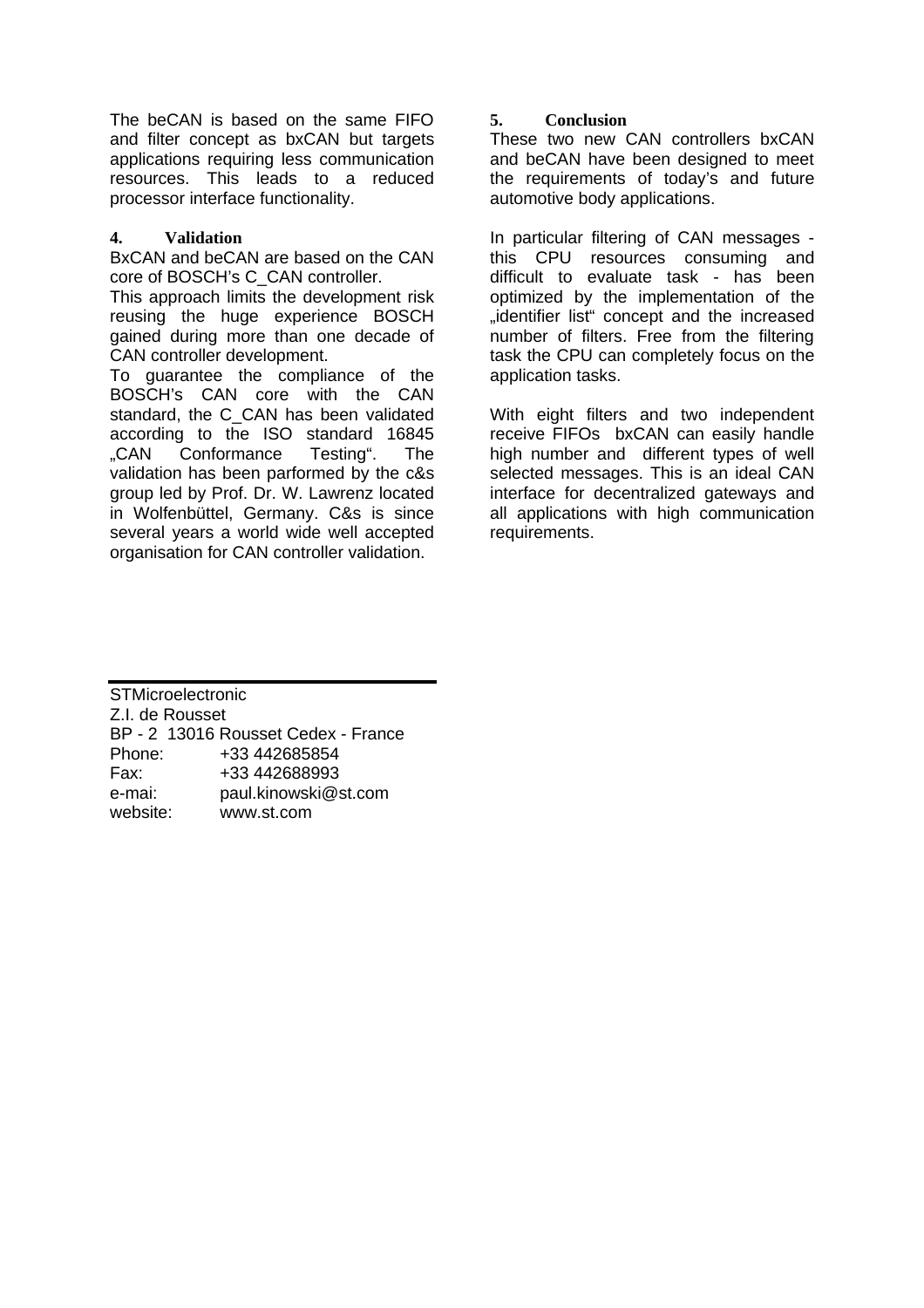The beCAN is based on the same FIFO and filter concept as bxCAN but targets applications requiring less communication resources. This leads to a reduced processor interface functionality.

## 4. Validation

BxCAN and beCAN are based on the CAN core of BOSCH's C_CAN controller.
This approach limits the development risk reusing the huge experience BOSCH gained during more than one decade of CAN controller development.
To guarantee the compliance of the BOSCH's CAN core with the CAN standard, the C_CAN has been validated according to the ISO standard 16845 „CAN Conformance Testing“. The validation has been parformed by the c&s group led by Prof. Dr. W. Lawrenz located in Wolfenbüttel, Germany. C&s is since several years a world wide well accepted organisation for CAN controller validation.

## 5. Conclusion

These two new CAN controllers bxCAN and beCAN have been designed to meet the requirements of today's and future automotive body applications.

In particular filtering of CAN messages - this CPU resources consuming and difficult to evaluate task - has been optimized by the implementation of the „identifier list“ concept and the increased number of filters. Free from the filtering task the CPU can completely focus on the application tasks.

With eight filters and two independent receive FIFOs bxCAN can easily handle high number and different types of well selected messages. This is an ideal CAN interface for decentralized gateways and all applications with high communication requirements.

---

STMicroelectronic
Z.I. de Rousset
BP - 2 13016 Rousset Cedex - France
Phone: +33 442685854
Fax: +33 442688993
e-mai: paul.kinowski@st.com
website: www.st.com